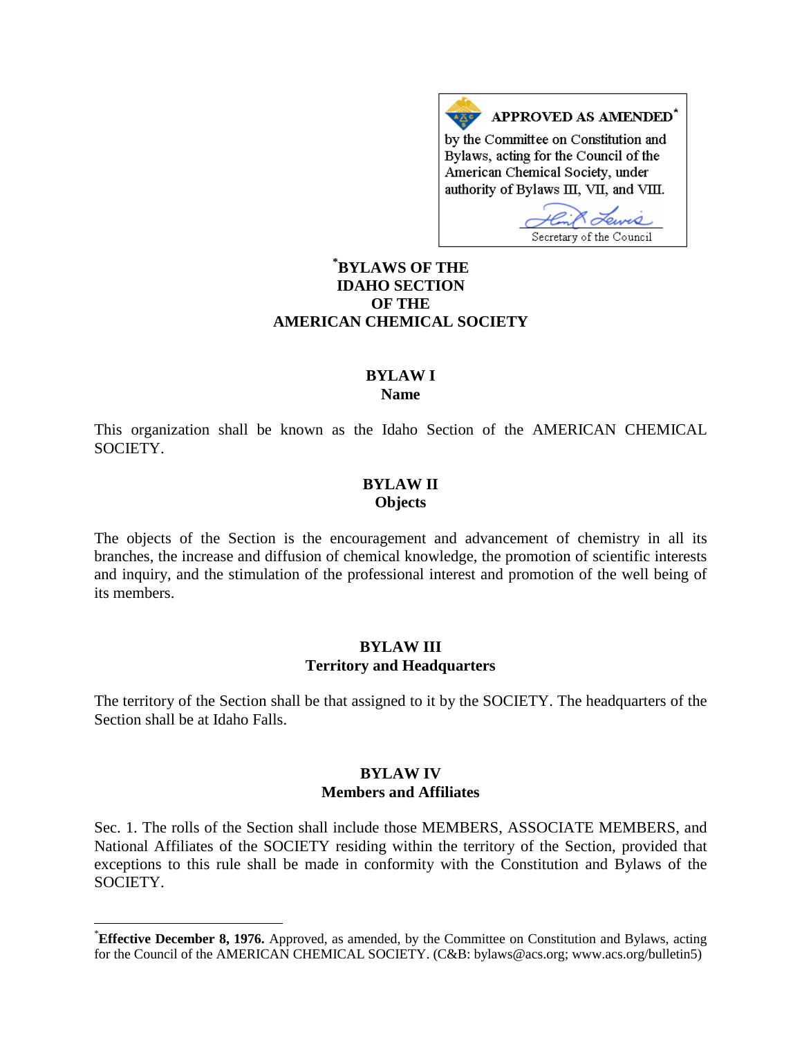APPROVED AS AMENDED*

by the Committee on Constitution and Bylaws, acting for the Council of the American Chemical Society, under authority of Bylaws III, VII, and VIII.

Secretary of the Council

# *BYLAWS OF THE IDAHO SECTION OF THE AMERICAN CHEMICAL SOCIETY

## BYLAW I
## Name

This organization shall be known as the Idaho Section of the AMERICAN CHEMICAL SOCIETY.

## BYLAW II
## Objects

The objects of the Section is the encouragement and advancement of chemistry in all its branches, the increase and diffusion of chemical knowledge, the promotion of scientific interests and inquiry, and the stimulation of the professional interest and promotion of the well being of its members.

## BYLAW III
## Territory and Headquarters

The territory of the Section shall be that assigned to it by the SOCIETY. The headquarters of the Section shall be at Idaho Falls.

## BYLAW IV
## Members and Affiliates

Sec. 1. The rolls of the Section shall include those MEMBERS, ASSOCIATE MEMBERS, and National Affiliates of the SOCIETY residing within the territory of the Section, provided that exceptions to this rule shall be made in conformity with the Constitution and Bylaws of the SOCIETY.

---

*__Effective December 8, 1976.__ Approved, as amended, by the Committee on Constitution and Bylaws, acting for the Council of the AMERICAN CHEMICAL SOCIETY. (C&B: bylaws@acs.org; www.acs.org/bulletin5)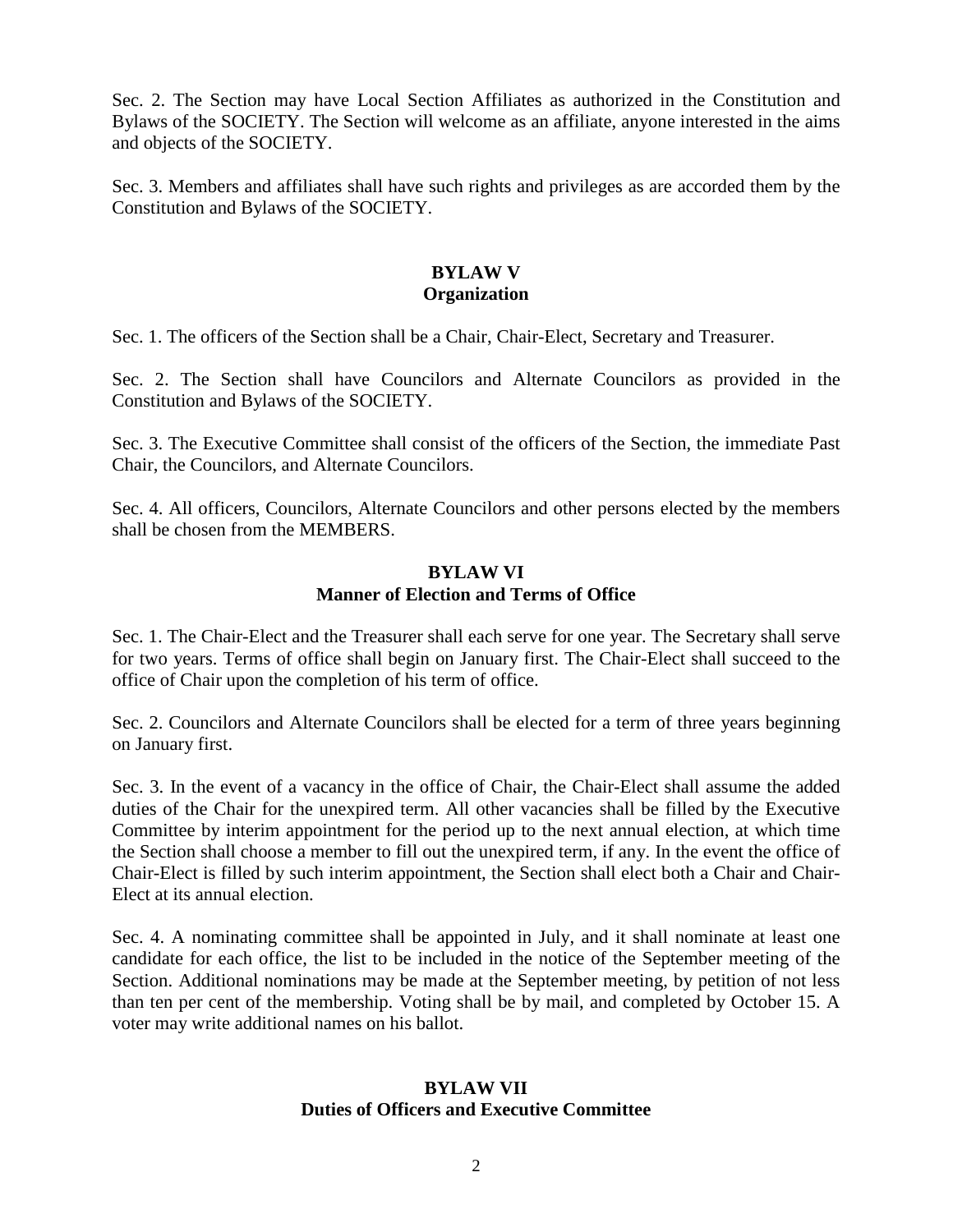Sec. 2. The Section may have Local Section Affiliates as authorized in the Constitution and Bylaws of the SOCIETY. The Section will welcome as an affiliate, anyone interested in the aims and objects of the SOCIETY.

Sec. 3. Members and affiliates shall have such rights and privileges as are accorded them by the Constitution and Bylaws of the SOCIETY.

## BYLAW V
## Organization

Sec. 1. The officers of the Section shall be a Chair, Chair-Elect, Secretary and Treasurer.

Sec. 2. The Section shall have Councilors and Alternate Councilors as provided in the Constitution and Bylaws of the SOCIETY.

Sec. 3. The Executive Committee shall consist of the officers of the Section, the immediate Past Chair, the Councilors, and Alternate Councilors.

Sec. 4. All officers, Councilors, Alternate Councilors and other persons elected by the members shall be chosen from the MEMBERS.

## BYLAW VI
## Manner of Election and Terms of Office

Sec. 1. The Chair-Elect and the Treasurer shall each serve for one year. The Secretary shall serve for two years. Terms of office shall begin on January first. The Chair-Elect shall succeed to the office of Chair upon the completion of his term of office.

Sec. 2. Councilors and Alternate Councilors shall be elected for a term of three years beginning on January first.

Sec. 3. In the event of a vacancy in the office of Chair, the Chair-Elect shall assume the added duties of the Chair for the unexpired term. All other vacancies shall be filled by the Executive Committee by interim appointment for the period up to the next annual election, at which time the Section shall choose a member to fill out the unexpired term, if any. In the event the office of Chair-Elect is filled by such interim appointment, the Section shall elect both a Chair and Chair-Elect at its annual election.

Sec. 4. A nominating committee shall be appointed in July, and it shall nominate at least one candidate for each office, the list to be included in the notice of the September meeting of the Section. Additional nominations may be made at the September meeting, by petition of not less than ten per cent of the membership. Voting shall be by mail, and completed by October 15. A voter may write additional names on his ballot.

## BYLAW VII
## Duties of Officers and Executive Committee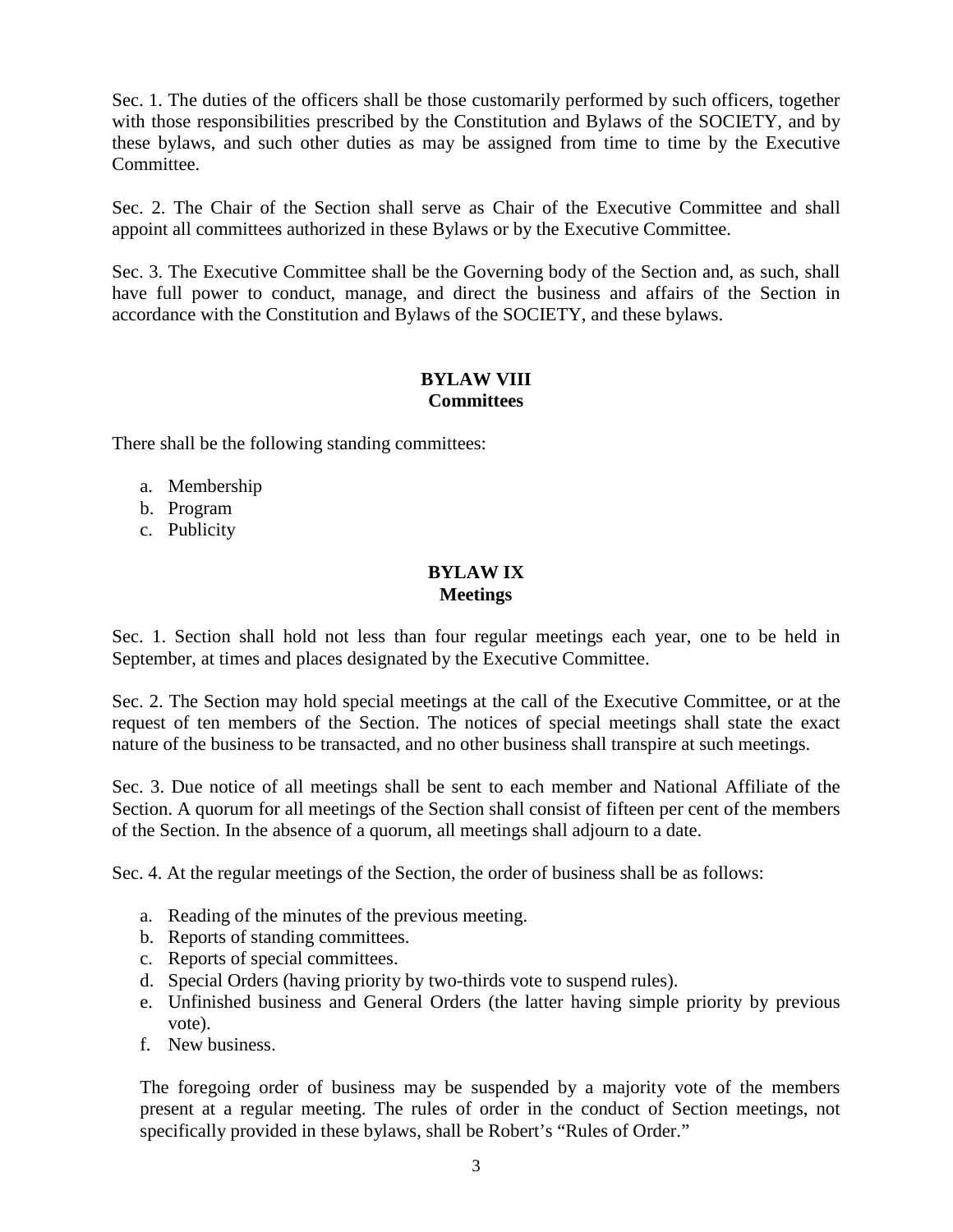Sec. 1. The duties of the officers shall be those customarily performed by such officers, together with those responsibilities prescribed by the Constitution and Bylaws of the SOCIETY, and by these bylaws, and such other duties as may be assigned from time to time by the Executive Committee.

Sec. 2. The Chair of the Section shall serve as Chair of the Executive Committee and shall appoint all committees authorized in these Bylaws or by the Executive Committee.

Sec. 3. The Executive Committee shall be the Governing body of the Section and, as such, shall have full power to conduct, manage, and direct the business and affairs of the Section in accordance with the Constitution and Bylaws of the SOCIETY, and these bylaws.

## BYLAW VIII
## Committees

There shall be the following standing committees:

a. Membership
b. Program
c. Publicity

## BYLAW IX
## Meetings

Sec. 1. Section shall hold not less than four regular meetings each year, one to be held in September, at times and places designated by the Executive Committee.

Sec. 2. The Section may hold special meetings at the call of the Executive Committee, or at the request of ten members of the Section. The notices of special meetings shall state the exact nature of the business to be transacted, and no other business shall transpire at such meetings.

Sec. 3. Due notice of all meetings shall be sent to each member and National Affiliate of the Section. A quorum for all meetings of the Section shall consist of fifteen per cent of the members of the Section. In the absence of a quorum, all meetings shall adjourn to a date.

Sec. 4. At the regular meetings of the Section, the order of business shall be as follows:

a. Reading of the minutes of the previous meeting.
b. Reports of standing committees.
c. Reports of special committees.
d. Special Orders (having priority by two-thirds vote to suspend rules).
e. Unfinished business and General Orders (the latter having simple priority by previous vote).
f. New business.

The foregoing order of business may be suspended by a majority vote of the members present at a regular meeting. The rules of order in the conduct of Section meetings, not specifically provided in these bylaws, shall be Robert's "Rules of Order."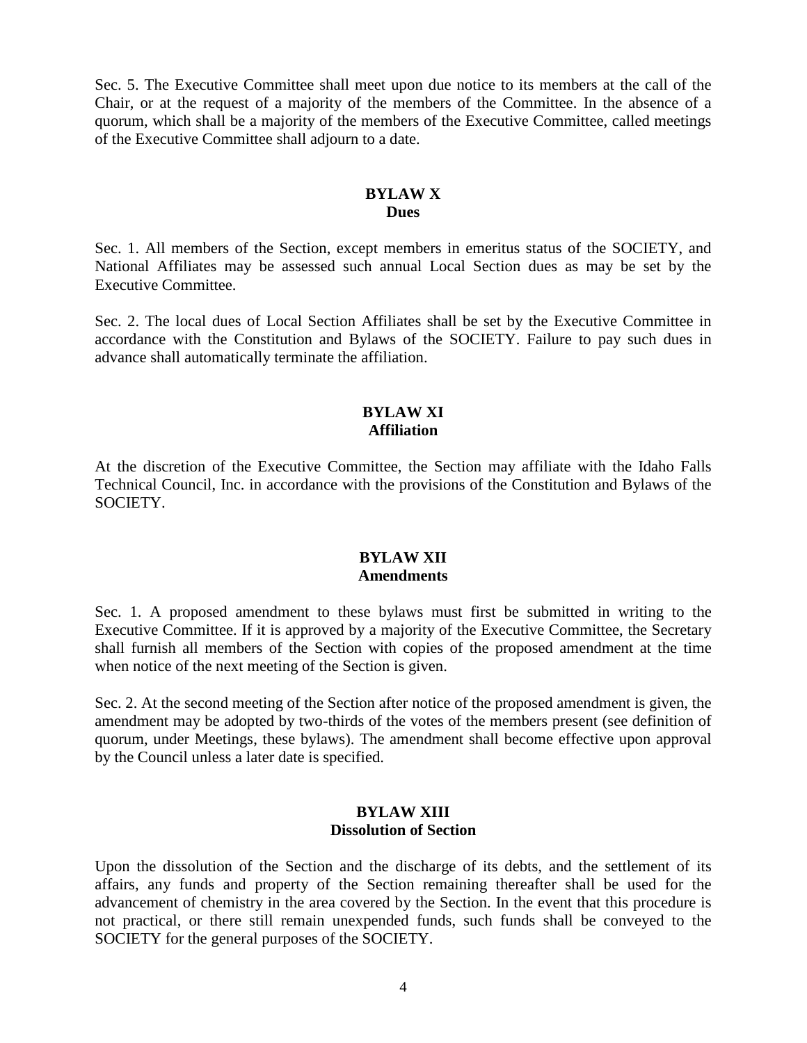Sec. 5. The Executive Committee shall meet upon due notice to its members at the call of the Chair, or at the request of a majority of the members of the Committee. In the absence of a quorum, which shall be a majority of the members of the Executive Committee, called meetings of the Executive Committee shall adjourn to a date.

## BYLAW X
## Dues

Sec. 1. All members of the Section, except members in emeritus status of the SOCIETY, and National Affiliates may be assessed such annual Local Section dues as may be set by the Executive Committee.

Sec. 2. The local dues of Local Section Affiliates shall be set by the Executive Committee in accordance with the Constitution and Bylaws of the SOCIETY. Failure to pay such dues in advance shall automatically terminate the affiliation.

## BYLAW XI
## Affiliation

At the discretion of the Executive Committee, the Section may affiliate with the Idaho Falls Technical Council, Inc. in accordance with the provisions of the Constitution and Bylaws of the SOCIETY.

## BYLAW XII
## Amendments

Sec. 1. A proposed amendment to these bylaws must first be submitted in writing to the Executive Committee. If it is approved by a majority of the Executive Committee, the Secretary shall furnish all members of the Section with copies of the proposed amendment at the time when notice of the next meeting of the Section is given.

Sec. 2. At the second meeting of the Section after notice of the proposed amendment is given, the amendment may be adopted by two-thirds of the votes of the members present (see definition of quorum, under Meetings, these bylaws). The amendment shall become effective upon approval by the Council unless a later date is specified.

## BYLAW XIII
## Dissolution of Section

Upon the dissolution of the Section and the discharge of its debts, and the settlement of its affairs, any funds and property of the Section remaining thereafter shall be used for the advancement of chemistry in the area covered by the Section. In the event that this procedure is not practical, or there still remain unexpended funds, such funds shall be conveyed to the SOCIETY for the general purposes of the SOCIETY.